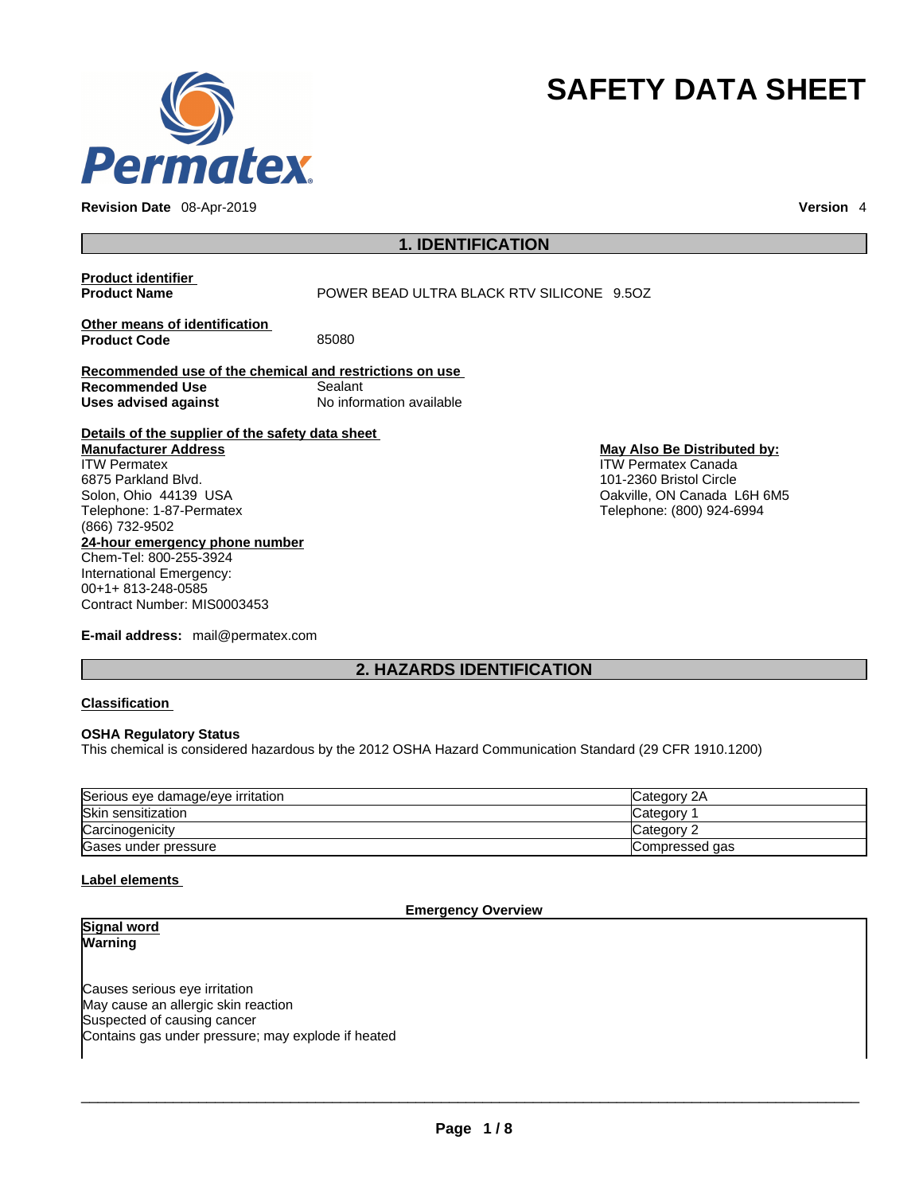# SAFETY DATA SHEET

**Revision Date** 08-Apr-2019 **Version** 4

## 1. IDENTIFICATION

**Product identifier**
**Product Name** POWER BEAD ULTRA BLACK RTV SILICONE 9.5OZ

**Other means of identification**
**Product Code** 85080

**Recommended use of the chemical and restrictions on use**
**Recommended Use** Sealant
**Uses advised against** No information available

**Details of the supplier of the safety data sheet**

**Manufacturer Address**
ITW Permatex
6875 Parkland Blvd.
Solon, Ohio 44139 USA
Telephone: 1-87-Permatex
(866) 732-9502

**May Also Be Distributed by:**
ITW Permatex Canada
101-2360 Bristol Circle
Oakville, ON Canada L6H 6M5
Telephone: (800) 924-6994

**24-hour emergency phone number**
Chem-Tel: 800-255-3924
International Emergency:
00+1+ 813-248-0585
Contract Number: MIS0003453

**E-mail address:** mail@permatex.com

## 2. HAZARDS IDENTIFICATION

**Classification**

**OSHA Regulatory Status**
This chemical is considered hazardous by the 2012 OSHA Hazard Communication Standard (29 CFR 1910.1200)

| | |
|---|---|
| Serious eye damage/eye irritation | Category 2A |
| Skin sensitization | Category 1 |
| Carcinogenicity | Category 2 |
| Gases under pressure | Compressed gas |

**Label elements**

**Emergency Overview**

**Signal word**
**Warning**

Causes serious eye irritation
May cause an allergic skin reaction
Suspected of causing cancer
Contains gas under pressure; may explode if heated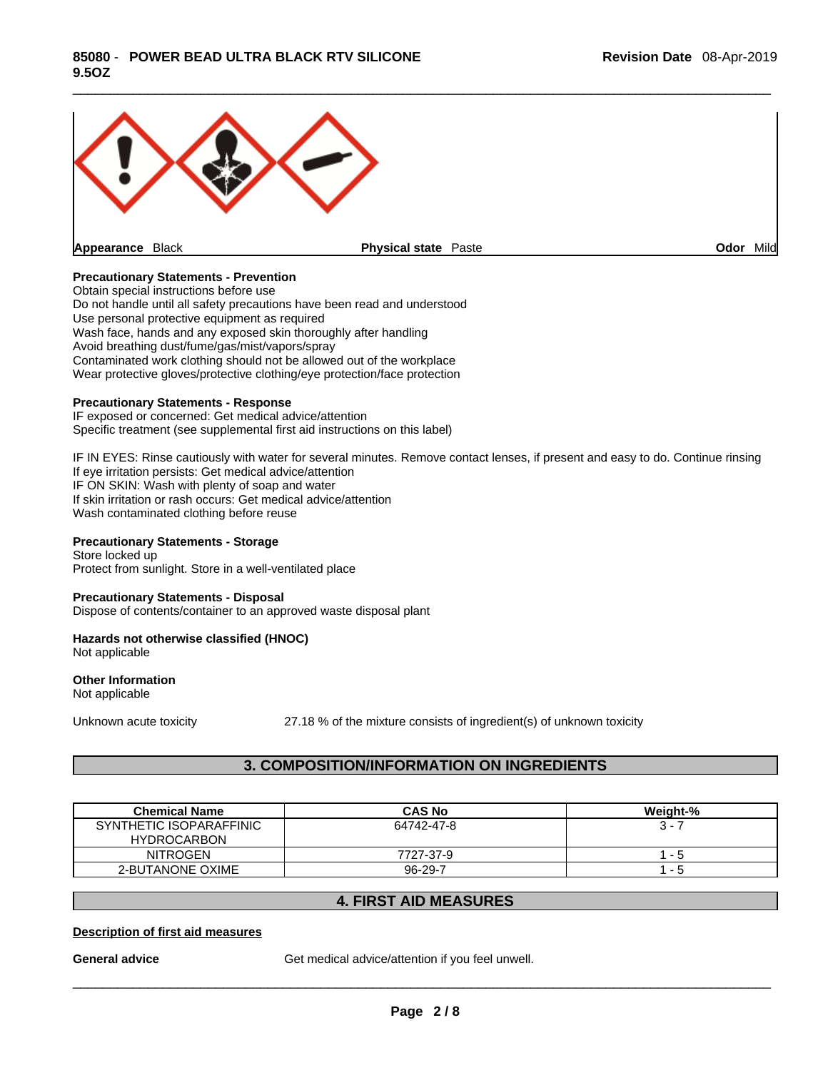Appearance Black | Physical state Paste | Odor Mild

**Precautionary Statements - Prevention**
Obtain special instructions before use
Do not handle until all safety precautions have been read and understood
Use personal protective equipment as required
Wash face, hands and any exposed skin thoroughly after handling
Avoid breathing dust/fume/gas/mist/vapors/spray
Contaminated work clothing should not be allowed out of the workplace
Wear protective gloves/protective clothing/eye protection/face protection

**Precautionary Statements - Response**
IF exposed or concerned: Get medical advice/attention
Specific treatment (see supplemental first aid instructions on this label)

IF IN EYES: Rinse cautiously with water for several minutes. Remove contact lenses, if present and easy to do. Continue rinsing
If eye irritation persists: Get medical advice/attention
IF ON SKIN: Wash with plenty of soap and water
If skin irritation or rash occurs: Get medical advice/attention
Wash contaminated clothing before reuse

**Precautionary Statements - Storage**
Store locked up
Protect from sunlight. Store in a well-ventilated place

**Precautionary Statements - Disposal**
Dispose of contents/container to an approved waste disposal plant

**Hazards not otherwise classified (HNOC)**
Not applicable

**Other Information**
Not applicable

Unknown acute toxicity 27.18 % of the mixture consists of ingredient(s) of unknown toxicity

## 3. COMPOSITION/INFORMATION ON INGREDIENTS

| Chemical Name | CAS No | Weight-% |
|---|---|---|
| SYNTHETIC ISOPARAFFINIC HYDROCARBON | 64742-47-8 | 3 - 7 |
| NITROGEN | 7727-37-9 | 1 - 5 |
| 2-BUTANONE OXIME | 96-29-7 | 1 - 5 |

## 4. FIRST AID MEASURES

**Description of first aid measures**

**General advice** Get medical advice/attention if you feel unwell.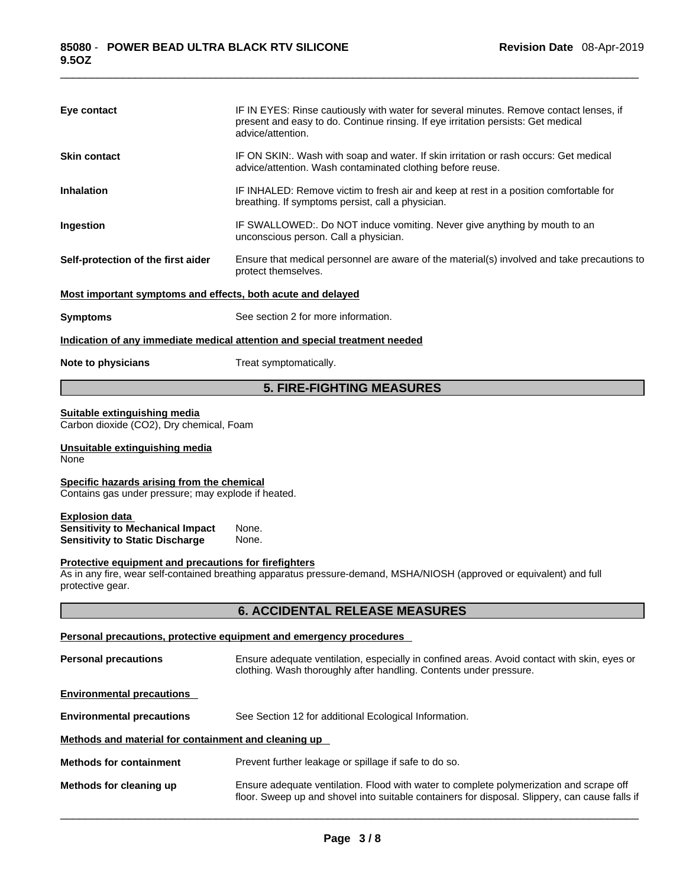**Eye contact** IF IN EYES: Rinse cautiously with water for several minutes. Remove contact lenses, if present and easy to do. Continue rinsing. If eye irritation persists: Get medical advice/attention.

**Skin contact** IF ON SKIN:. Wash with soap and water. If skin irritation or rash occurs: Get medical advice/attention. Wash contaminated clothing before reuse.

**Inhalation** IF INHALED: Remove victim to fresh air and keep at rest in a position comfortable for breathing. If symptoms persist, call a physician.

**Ingestion** IF SWALLOWED:. Do NOT induce vomiting. Never give anything by mouth to an unconscious person. Call a physician.

**Self-protection of the first aider** Ensure that medical personnel are aware of the material(s) involved and take precautions to protect themselves.

**Most important symptoms and effects, both acute and delayed**

**Symptoms** See section 2 for more information.

**Indication of any immediate medical attention and special treatment needed**

**Note to physicians** Treat symptomatically.

## 5. FIRE-FIGHTING MEASURES

**Suitable extinguishing media**
Carbon dioxide ($CO_2$), Dry chemical, Foam

**Unsuitable extinguishing media**
None

**Specific hazards arising from the chemical**
Contains gas under pressure; may explode if heated.

**Explosion data**
**Sensitivity to Mechanical Impact** None.
**Sensitivity to Static Discharge** None.

**Protective equipment and precautions for firefighters**
As in any fire, wear self-contained breathing apparatus pressure-demand, MSHA/NIOSH (approved or equivalent) and full protective gear.

## 6. ACCIDENTAL RELEASE MEASURES

**Personal precautions, protective equipment and emergency procedures**

**Personal precautions** Ensure adequate ventilation, especially in confined areas. Avoid contact with skin, eyes or clothing. Wash thoroughly after handling. Contents under pressure.

**Environmental precautions**

**Environmental precautions** See Section 12 for additional Ecological Information.

**Methods and material for containment and cleaning up**

**Methods for containment** Prevent further leakage or spillage if safe to do so.

**Methods for cleaning up** Ensure adequate ventilation. Flood with water to complete polymerization and scrape off floor. Sweep up and shovel into suitable containers for disposal. Slippery, can cause falls if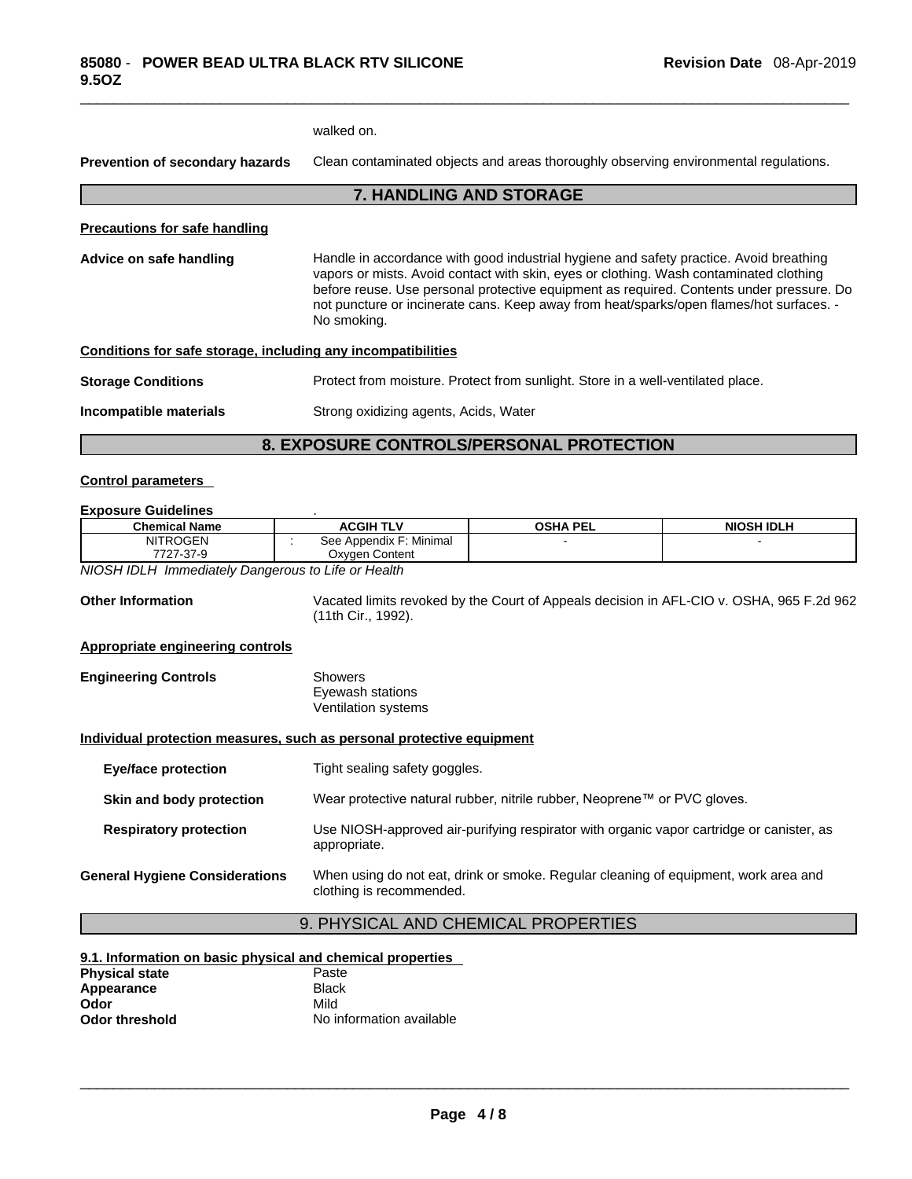walked on.

**Prevention of secondary hazards** Clean contaminated objects and areas thoroughly observing environmental regulations.

## 7. HANDLING AND STORAGE

**Precautions for safe handling**

**Advice on safe handling** Handle in accordance with good industrial hygiene and safety practice. Avoid breathing vapors or mists. Avoid contact with skin, eyes or clothing. Wash contaminated clothing before reuse. Use personal protective equipment as required. Contents under pressure. Do not puncture or incinerate cans. Keep away from heat/sparks/open flames/hot surfaces. - No smoking.

**Conditions for safe storage, including any incompatibilities**

**Storage Conditions** Protect from moisture. Protect from sunlight. Store in a well-ventilated place.

**Incompatible materials** Strong oxidizing agents, Acids, Water

## 8. EXPOSURE CONTROLS/PERSONAL PROTECTION

**Control parameters**

**Exposure Guidelines** .

| Chemical Name | ACGIH TLV | OSHA PEL | NIOSH IDLH |
|---|---|---|---|
| NITROGEN 7727-37-9 | : See Appendix F: Minimal Oxygen Content | - | - |

*NIOSH IDLH Immediately Dangerous to Life or Health*

**Other Information** Vacated limits revoked by the Court of Appeals decision in AFL-CIO v. OSHA, 965 F.2d 962 (11th Cir., 1992).

**Appropriate engineering controls**

**Engineering Controls** Showers
Eyewash stations
Ventilation systems

**Individual protection measures, such as personal protective equipment**

**Eye/face protection** Tight sealing safety goggles.

**Skin and body protection** Wear protective natural rubber, nitrile rubber, Neoprene™ or PVC gloves.

**Respiratory protection** Use NIOSH-approved air-purifying respirator with organic vapor cartridge or canister, as appropriate.

**General Hygiene Considerations** When using do not eat, drink or smoke. Regular cleaning of equipment, work area and clothing is recommended.

## 9. PHYSICAL AND CHEMICAL PROPERTIES

**9.1. Information on basic physical and chemical properties**

**Physical state** Paste
**Appearance** Black
**Odor** Mild
**Odor threshold** No information available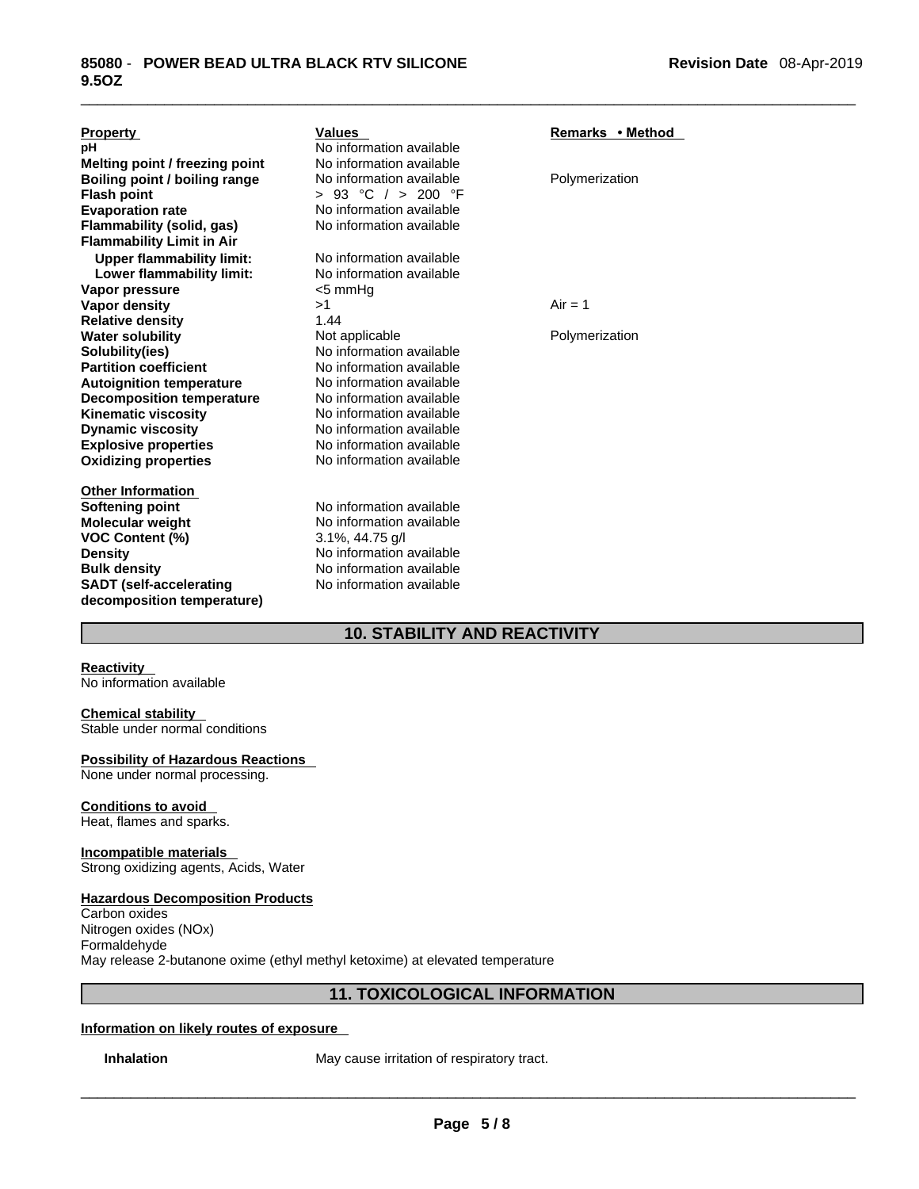| Property | Values | Remarks • Method |
| --- | --- | --- |
| **pH** | No information available | |
| **Melting point / freezing point** | No information available | |
| **Boiling point / boiling range** | No information available | Polymerization |
| **Flash point** | > 93 °C / > 200 °F | |
| **Evaporation rate** | No information available | |
| **Flammability (solid, gas)** | No information available | |
| **Flammability Limit in Air** | | |
| **Upper flammability limit:** | No information available | |
| **Lower flammability limit:** | No information available | |
| **Vapor pressure** | <5 mmHg | |
| **Vapor density** | >1 | Air = 1 |
| **Relative density** | 1.44 | |
| **Water solubility** | Not applicable | Polymerization |
| **Solubility(ies)** | No information available | |
| **Partition coefficient** | No information available | |
| **Autoignition temperature** | No information available | |
| **Decomposition temperature** | No information available | |
| **Kinematic viscosity** | No information available | |
| **Dynamic viscosity** | No information available | |
| **Explosive properties** | No information available | |
| **Oxidizing properties** | No information available | |

**Other Information**

| | |
| --- | --- |
| **Softening point** | No information available |
| **Molecular weight** | No information available |
| **VOC Content (%)** | 3.1%, 44.75 g/l |
| **Density** | No information available |
| **Bulk density** | No information available |
| **SADT (self-accelerating decomposition temperature)** | No information available |

## 10. STABILITY AND REACTIVITY

**Reactivity**
No information available

**Chemical stability**
Stable under normal conditions

**Possibility of Hazardous Reactions**
None under normal processing.

**Conditions to avoid**
Heat, flames and sparks.

**Incompatible materials**
Strong oxidizing agents, Acids, Water

**Hazardous Decomposition Products**
Carbon oxides
Nitrogen oxides (NOx)
Formaldehyde
May release 2-butanone oxime (ethyl methyl ketoxime) at elevated temperature

## 11. TOXICOLOGICAL INFORMATION

**Information on likely routes of exposure**

**Inhalation** May cause irritation of respiratory tract.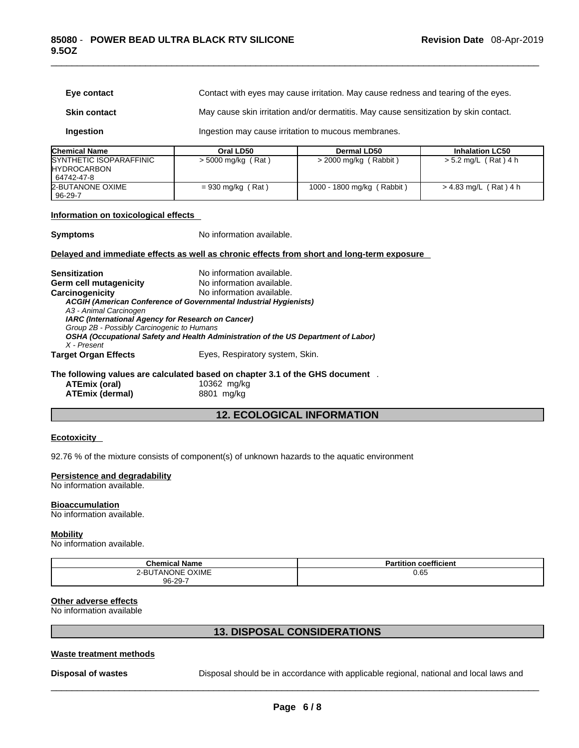**Eye contact** Contact with eyes may cause irritation. May cause redness and tearing of the eyes.

**Skin contact** May cause skin irritation and/or dermatitis. May cause sensitization by skin contact.

**Ingestion** Ingestion may cause irritation to mucous membranes.

| Chemical Name | Oral LD50 | Dermal LD50 | Inhalation LC50 |
|---|---|---|---|
| SYNTHETIC ISOPARAFFINIC HYDROCARBON 64742-47-8 | > 5000 mg/kg ( Rat ) | > 2000 mg/kg ( Rabbit ) | > 5.2 mg/L ( Rat ) 4 h |
| 2-BUTANONE OXIME 96-29-7 | = 930 mg/kg ( Rat ) | 1000 - 1800 mg/kg ( Rabbit ) | > 4.83 mg/L ( Rat ) 4 h |

**Information on toxicological effects**

**Symptoms** No information available.

**Delayed and immediate effects as well as chronic effects from short and long-term exposure**

**Sensitization** No information available.
**Germ cell mutagenicity** No information available.
**Carcinogenicity** No information available.

***ACGIH (American Conference of Governmental Industrial Hygienists)***
*A3 - Animal Carcinogen*
***IARC (International Agency for Research on Cancer)***
*Group 2B - Possibly Carcinogenic to Humans*
***OSHA (Occupational Safety and Health Administration of the US Department of Labor)***
*X - Present*

**Target Organ Effects** Eyes, Respiratory system, Skin.

**The following values are calculated based on chapter 3.1 of the GHS document** .
**ATEmix (oral)** 10362 mg/kg
**ATEmix (dermal)** 8801 mg/kg

## 12. ECOLOGICAL INFORMATION

**Ecotoxicity**

92.76 % of the mixture consists of component(s) of unknown hazards to the aquatic environment

**Persistence and degradability**
No information available.

**Bioaccumulation**
No information available.

**Mobility**
No information available.

| Chemical Name | Partition coefficient |
|---|---|
| 2-BUTANONE OXIME 96-29-7 | 0.65 |

**Other adverse effects**
No information available

## 13. DISPOSAL CONSIDERATIONS

**Waste treatment methods**

**Disposal of wastes** Disposal should be in accordance with applicable regional, national and local laws and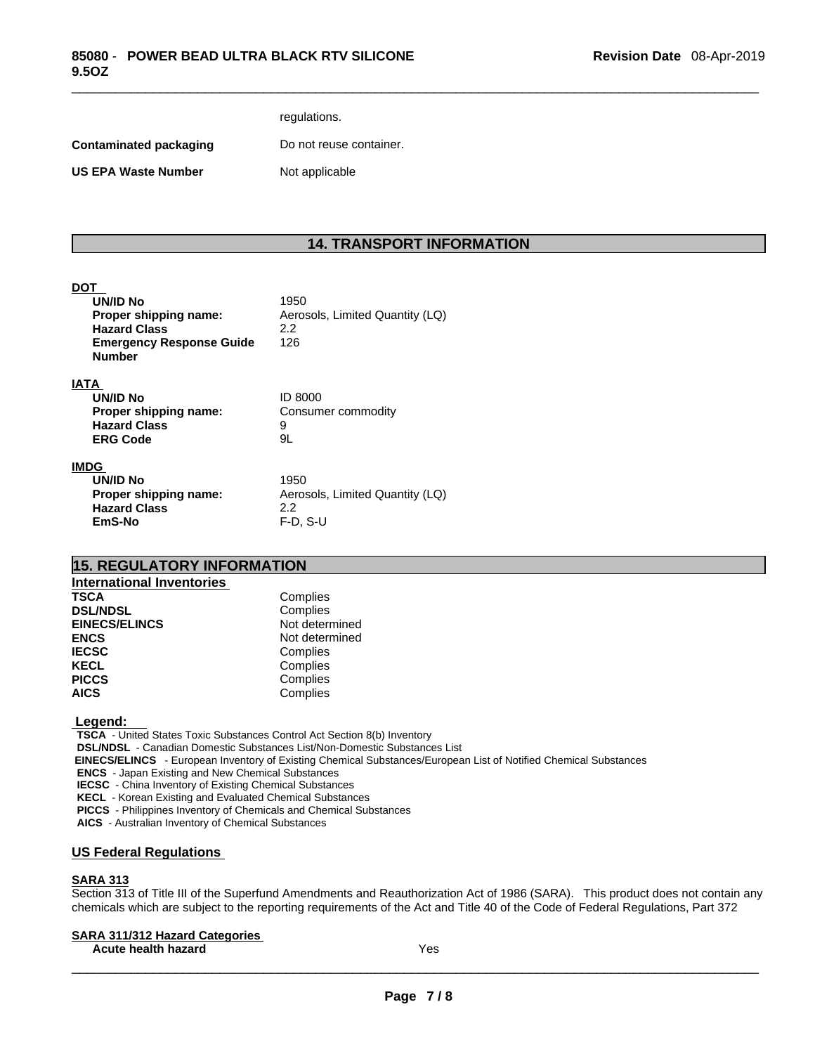regulations.

| | |
|---|---|
| **Contaminated packaging** | Do not reuse container. |
| **US EPA Waste Number** | Not applicable |

## 14. TRANSPORT INFORMATION

**DOT**

| | |
|---|---|
| **UN/ID No** | 1950 |
| **Proper shipping name:** | Aerosols, Limited Quantity (LQ) |
| **Hazard Class** | 2.2 |
| **Emergency Response Guide Number** | 126 |

**IATA**

| | |
|---|---|
| **UN/ID No** | ID 8000 |
| **Proper shipping name:** | Consumer commodity |
| **Hazard Class** | 9 |
| **ERG Code** | 9L |

**IMDG**

| | |
|---|---|
| **UN/ID No** | 1950 |
| **Proper shipping name:** | Aerosols, Limited Quantity (LQ) |
| **Hazard Class** | 2.2 |
| **EmS-No** | F-D, S-U |

## 15. REGULATORY INFORMATION

**International Inventories**

| | |
|---|---|
| **TSCA** | Complies |
| **DSL/NDSL** | Complies |
| **EINECS/ELINCS** | Not determined |
| **ENCS** | Not determined |
| **IECSC** | Complies |
| **KECL** | Complies |
| **PICCS** | Complies |
| **AICS** | Complies |

**Legend:**

**TSCA** - United States Toxic Substances Control Act Section 8(b) Inventory
**DSL/NDSL** - Canadian Domestic Substances List/Non-Domestic Substances List
**EINECS/ELINCS** - European Inventory of Existing Chemical Substances/European List of Notified Chemical Substances
**ENCS** - Japan Existing and New Chemical Substances
**IECSC** - China Inventory of Existing Chemical Substances
**KECL** - Korean Existing and Evaluated Chemical Substances
**PICCS** - Philippines Inventory of Chemicals and Chemical Substances
**AICS** - Australian Inventory of Chemical Substances

### US Federal Regulations

**SARA 313**

Section 313 of Title III of the Superfund Amendments and Reauthorization Act of 1986 (SARA). This product does not contain any chemicals which are subject to the reporting requirements of the Act and Title 40 of the Code of Federal Regulations, Part 372

**SARA 311/312 Hazard Categories**

| | |
|---|---|
| **Acute health hazard** | Yes |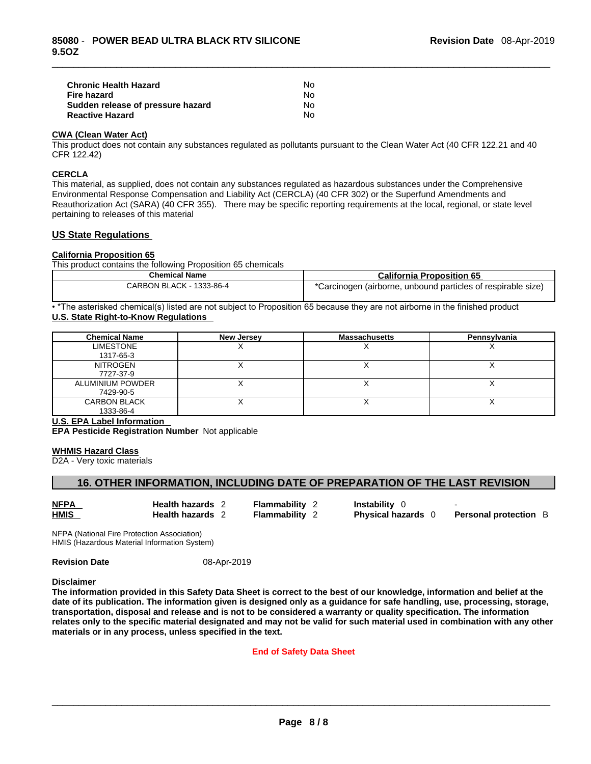| | |
|---|---|
| **Chronic Health Hazard** | No |
| **Fire hazard** | No |
| **Sudden release of pressure hazard** | No |
| **Reactive Hazard** | No |

### CWA (Clean Water Act)

This product does not contain any substances regulated as pollutants pursuant to the Clean Water Act (40 CFR 122.21 and 40 CFR 122.42)

### CERCLA

This material, as supplied, does not contain any substances regulated as hazardous substances under the Comprehensive Environmental Response Compensation and Liability Act (CERCLA) (40 CFR 302) or the Superfund Amendments and Reauthorization Act (SARA) (40 CFR 355). There may be specific reporting requirements at the local, regional, or state level pertaining to releases of this material

## US State Regulations

### California Proposition 65

This product contains the following Proposition 65 chemicals

| Chemical Name | California Proposition 65 |
|---|---|
| CARBON BLACK - 1333-86-4 | *Carcinogen (airborne, unbound particles of respirable size) |

• *The asterisked chemical(s) listed are not subject to Proposition 65 because they are not airborne in the finished product

### U.S. State Right-to-Know Regulations

| Chemical Name | New Jersey | Massachusetts | Pennsylvania |
|---|---|---|---|
| LIMESTONE 1317-65-3 | X | X | X |
| NITROGEN 7727-37-9 | X | X | X |
| ALUMINIUM POWDER 7429-90-5 | X | X | X |
| CARBON BLACK 1333-86-4 | X | X | X |

### U.S. EPA Label Information

**EPA Pesticide Registration Number** Not applicable

### WHMIS Hazard Class

D2A - Very toxic materials

## 16. OTHER INFORMATION, INCLUDING DATE OF PREPARATION OF THE LAST REVISION

| | | | | |
|---|---|---|---|---|
| **NFPA** | **Health hazards** 2 | **Flammability** 2 | **Instability** 0 | - |
| **HMIS** | **Health hazards** 2 | **Flammability** 2 | **Physical hazards** 0 | **Personal protection** B |

NFPA (National Fire Protection Association)
HMIS (Hazardous Material Information System)

**Revision Date** 08-Apr-2019

### Disclaimer

**The information provided in this Safety Data Sheet is correct to the best of our knowledge, information and belief at the date of its publication. The information given is designed only as a guidance for safe handling, use, processing, storage, transportation, disposal and release and is not to be considered a warranty or quality specification. The information relates only to the specific material designated and may not be valid for such material used in combination with any other materials or in any process, unless specified in the text.**

**End of Safety Data Sheet**